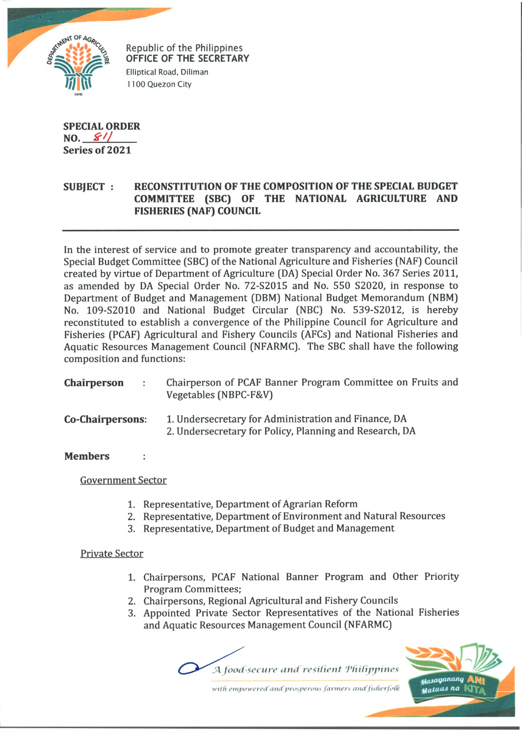Republic of the Philippines
**OFFICE OF THE SECRETARY**
Elliptical Road, Diliman
1100 Quezon City

**SPECIAL ORDER**
**NO. 811**
**Series of 2021**

**SUBJECT : RECONSTITUTION OF THE COMPOSITION OF THE SPECIAL BUDGET COMMITTEE (SBC) OF THE NATIONAL AGRICULTURE AND FISHERIES (NAF) COUNCIL**

---

In the interest of service and to promote greater transparency and accountability, the Special Budget Committee (SBC) of the National Agriculture and Fisheries (NAF) Council created by virtue of Department of Agriculture (DA) Special Order No. 367 Series 2011, as amended by DA Special Order No. 72-S2015 and No. 550 S2020, in response to Department of Budget and Management (DBM) National Budget Memorandum (NBM) No. 109-S2010 and National Budget Circular (NBC) No. 539-S2012, is hereby reconstituted to establish a convergence of the Philippine Council for Agriculture and Fisheries (PCAF) Agricultural and Fishery Councils (AFCs) and National Fisheries and Aquatic Resources Management Council (NFARMC). The SBC shall have the following composition and functions:

**Chairperson** : Chairperson of PCAF Banner Program Committee on Fruits and Vegetables (NBPC-F&V)

**Co-Chairpersons:**
1. Undersecretary for Administration and Finance, DA
2. Undersecretary for Policy, Planning and Research, DA

**Members** :

Government Sector

1. Representative, Department of Agrarian Reform
2. Representative, Department of Environment and Natural Resources
3. Representative, Department of Budget and Management

Private Sector

1. Chairpersons, PCAF National Banner Program and Other Priority Program Committees;
2. Chairpersons, Regional Agricultural and Fishery Councils
3. Appointed Private Sector Representatives of the National Fisheries and Aquatic Resources Management Council (NFARMC)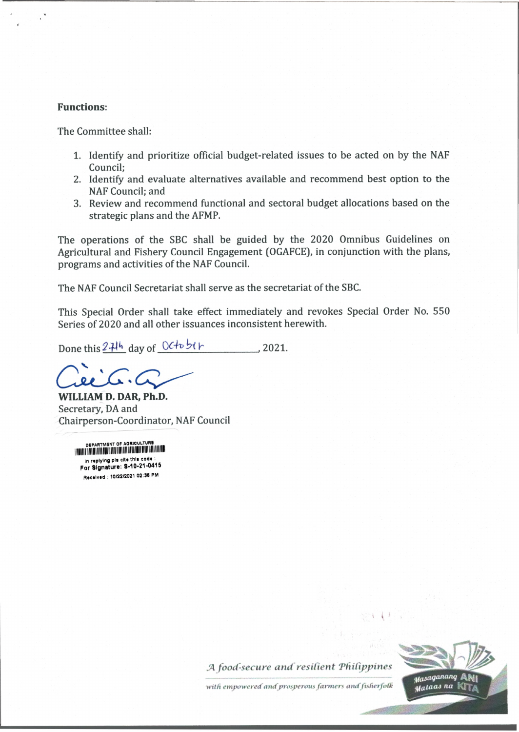**Functions**:

The Committee shall:

1. Identify and prioritize official budget-related issues to be acted on by the NAF Council;
2. Identify and evaluate alternatives available and recommend best option to the NAF Council; and
3. Review and recommend functional and sectoral budget allocations based on the strategic plans and the AFMP.

The operations of the SBC shall be guided by the 2020 Omnibus Guidelines on Agricultural and Fishery Council Engagement (OGAFCE), in conjunction with the plans, programs and activities of the NAF Council.

The NAF Council Secretariat shall serve as the secretariat of the SBC.

This Special Order shall take effect immediately and revokes Special Order No. 550 Series of 2020 and all other issuances inconsistent herewith.

Done this 27th day of October, 2021.

**WILLIAM D. DAR, Ph.D.**
Secretary, DA and
Chairperson-Coordinator, NAF Council

DEPARTMENT OF AGRICULTURE
in replying pls cite this code :
For Signature: S-10-21-0415
Received : 10/22/2021 02:36 PM

*A food-secure and resilient Philippines*
*with empowered and prosperous farmers and fisherfolk*

Masaganang ANI Mataas na KITA